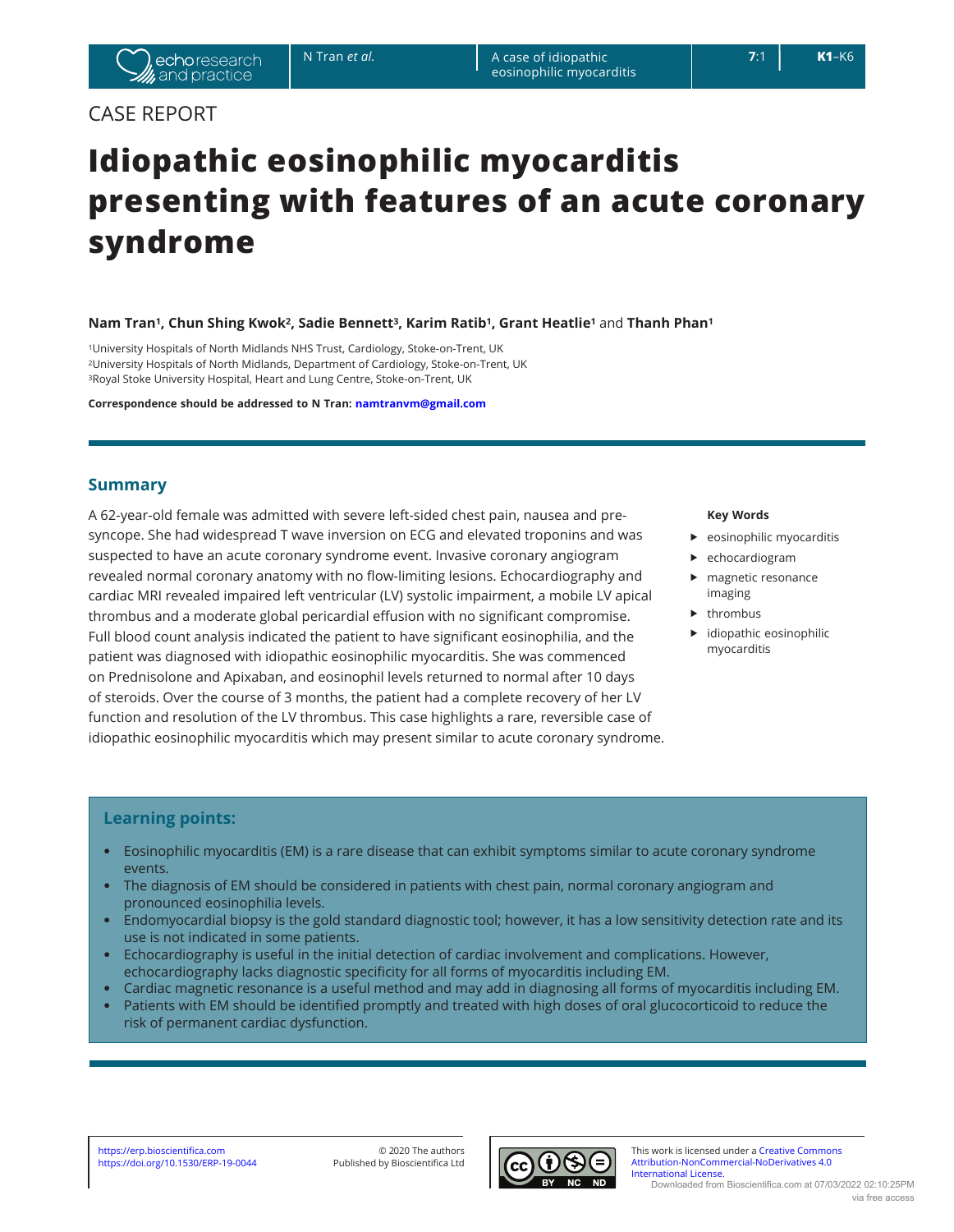CASE REPORT

# Idiopathic eosinophilic myocarditis presenting with features of an acute coronary syndrome

**Nam Tran[1], Chun Shing Kwok[2], Sadie Bennett[3], Karim Ratib[1], Grant Heatlie[1]** and **Thanh Phan[1]**

[1]University Hospitals of North Midlands NHS Trust, Cardiology, Stoke-on-Trent, UK
[2]University Hospitals of North Midlands, Department of Cardiology, Stoke-on-Trent, UK
[3]Royal Stoke University Hospital, Heart and Lung Centre, Stoke-on-Trent, UK

**Correspondence should be addressed to N Tran: namtranvm@gmail.com**

## Summary

A 62-year-old female was admitted with severe left-sided chest pain, nausea and pre-syncope. She had widespread T wave inversion on ECG and elevated troponins and was suspected to have an acute coronary syndrome event. Invasive coronary angiogram revealed normal coronary anatomy with no flow-limiting lesions. Echocardiography and cardiac MRI revealed impaired left ventricular (LV) systolic impairment, a mobile LV apical thrombus and a moderate global pericardial effusion with no significant compromise. Full blood count analysis indicated the patient to have significant eosinophilia, and the patient was diagnosed with idiopathic eosinophilic myocarditis. She was commenced on Prednisolone and Apixaban, and eosinophil levels returned to normal after 10 days of steroids. Over the course of 3 months, the patient had a complete recovery of her LV function and resolution of the LV thrombus. This case highlights a rare, reversible case of idiopathic eosinophilic myocarditis which may present similar to acute coronary syndrome.

**Key Words**

- eosinophilic myocarditis
- echocardiogram
- magnetic resonance imaging
- thrombus
- idiopathic eosinophilic myocarditis

## Learning points:

- Eosinophilic myocarditis (EM) is a rare disease that can exhibit symptoms similar to acute coronary syndrome events.
- The diagnosis of EM should be considered in patients with chest pain, normal coronary angiogram and pronounced eosinophilia levels.
- Endomyocardial biopsy is the gold standard diagnostic tool; however, it has a low sensitivity detection rate and its use is not indicated in some patients.
- Echocardiography is useful in the initial detection of cardiac involvement and complications. However, echocardiography lacks diagnostic specificity for all forms of myocarditis including EM.
- Cardiac magnetic resonance is a useful method and may add in diagnosing all forms of myocarditis including EM.
- Patients with EM should be identified promptly and treated with high doses of oral glucocorticoid to reduce the risk of permanent cardiac dysfunction.

https://erp.bioscientifica.com
https://doi.org/10.1530/ERP-19-0044

© 2020 The authors
Published by Bioscientifica Ltd

This work is licensed under a Creative Commons Attribution-NonCommercial-NoDerivatives 4.0 International License.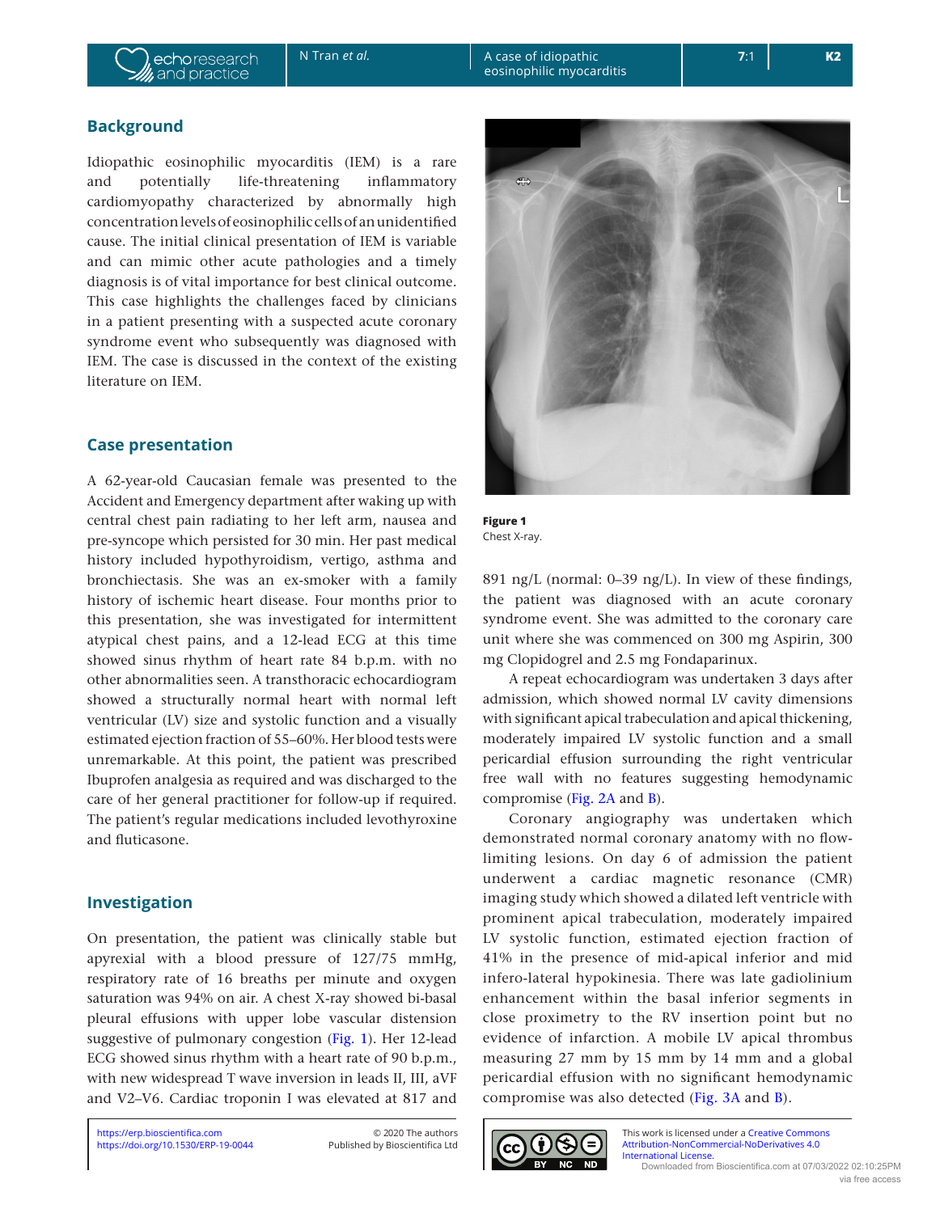## Background

Idiopathic eosinophilic myocarditis (IEM) is a rare and potentially life-threatening inflammatory cardiomyopathy characterized by abnormally high concentration levels of eosinophilic cells of an unidentified cause. The initial clinical presentation of IEM is variable and can mimic other acute pathologies and a timely diagnosis is of vital importance for best clinical outcome. This case highlights the challenges faced by clinicians in a patient presenting with a suspected acute coronary syndrome event who subsequently was diagnosed with IEM. The case is discussed in the context of the existing literature on IEM.

## Case presentation

A 62-year-old Caucasian female was presented to the Accident and Emergency department after waking up with central chest pain radiating to her left arm, nausea and pre-syncope which persisted for 30 min. Her past medical history included hypothyroidism, vertigo, asthma and bronchiectasis. She was an ex-smoker with a family history of ischemic heart disease. Four months prior to this presentation, she was investigated for intermittent atypical chest pains, and a 12-lead ECG at this time showed sinus rhythm of heart rate 84 b.p.m. with no other abnormalities seen. A transthoracic echocardiogram showed a structurally normal heart with normal left ventricular (LV) size and systolic function and a visually estimated ejection fraction of 55–60%. Her blood tests were unremarkable. At this point, the patient was prescribed Ibuprofen analgesia as required and was discharged to the care of her general practitioner for follow-up if required. The patient's regular medications included levothyroxine and fluticasone.

## Investigation

On presentation, the patient was clinically stable but apyrexial with a blood pressure of 127/75 mmHg, respiratory rate of 16 breaths per minute and oxygen saturation was 94% on air. A chest X-ray showed bi-basal pleural effusions with upper lobe vascular distension suggestive of pulmonary congestion (Fig. 1). Her 12-lead ECG showed sinus rhythm with a heart rate of 90 b.p.m., with new widespread T wave inversion in leads II, III, aVF and V2–V6. Cardiac troponin I was elevated at 817 and 891 ng/L (normal: 0–39 ng/L). In view of these findings, the patient was diagnosed with an acute coronary syndrome event. She was admitted to the coronary care unit where she was commenced on 300 mg Aspirin, 300 mg Clopidogrel and 2.5 mg Fondaparinux.

**Figure 1**
Chest X-ray.

A repeat echocardiogram was undertaken 3 days after admission, which showed normal LV cavity dimensions with significant apical trabeculation and apical thickening, moderately impaired LV systolic function and a small pericardial effusion surrounding the right ventricular free wall with no features suggesting hemodynamic compromise (Fig. 2A and B).

Coronary angiography was undertaken which demonstrated normal coronary anatomy with no flow-limiting lesions. On day 6 of admission the patient underwent a cardiac magnetic resonance (CMR) imaging study which showed a dilated left ventricle with prominent apical trabeculation, moderately impaired LV systolic function, estimated ejection fraction of 41% in the presence of mid-apical inferior and mid infero-lateral hypokinesia. There was late gadiolinium enhancement within the basal inferior segments in close proximetry to the RV insertion point but no evidence of infarction. A mobile LV apical thrombus measuring 27 mm by 15 mm by 14 mm and a global pericardial effusion with no significant hemodynamic compromise was also detected (Fig. 3A and B).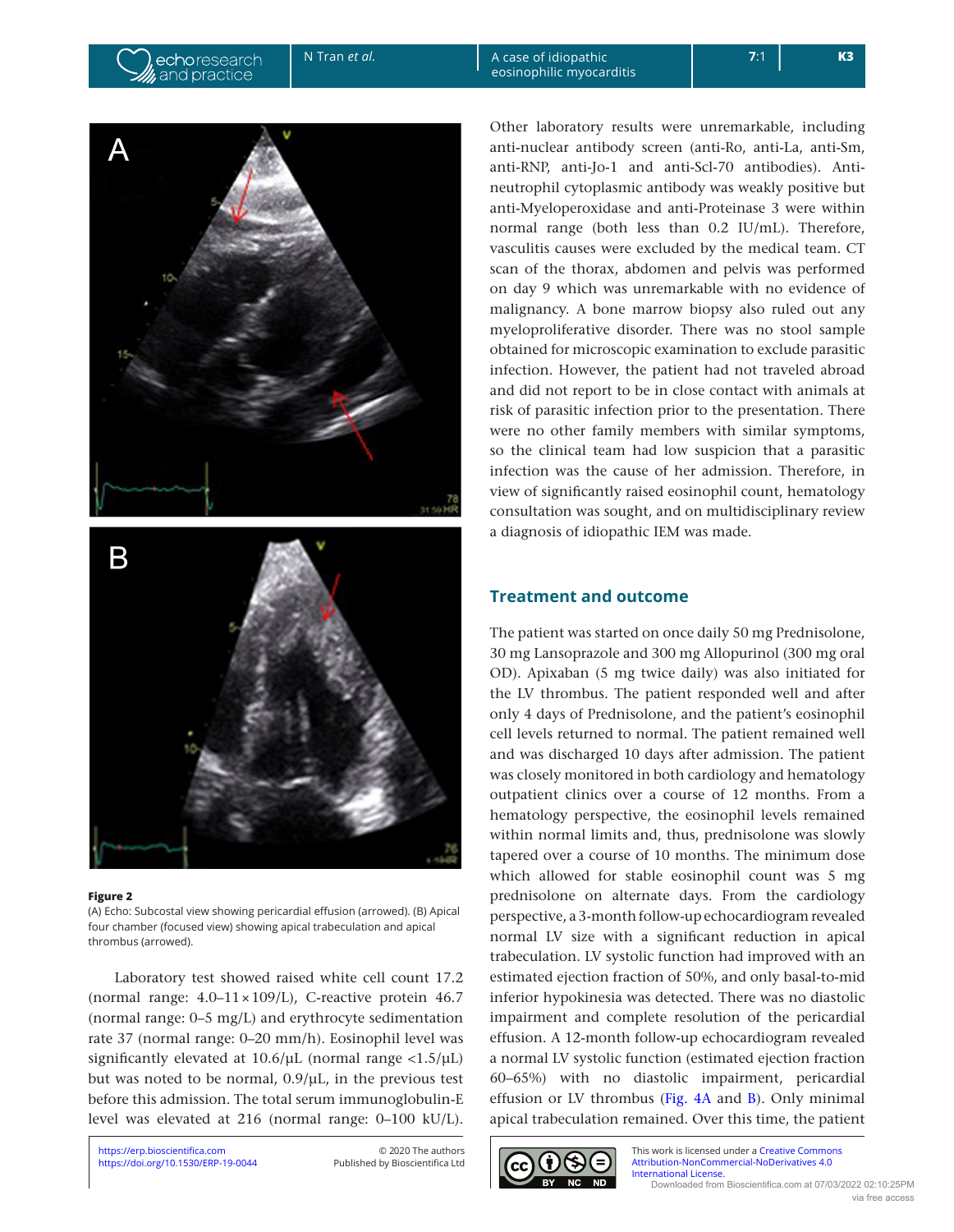Figure 2
(A) Echo: Subcostal view showing pericardial effusion (arrowed). (B) Apical four chamber (focused view) showing apical trabeculation and apical thrombus (arrowed).

Laboratory test showed raised white cell count 17.2 (normal range: 4.0–11 × 109/L), C-reactive protein 46.7 (normal range: 0–5 mg/L) and erythrocyte sedimentation rate 37 (normal range: 0–20 mm/h). Eosinophil level was significantly elevated at 10.6/μL (normal range <1.5/μL) but was noted to be normal, 0.9/μL, in the previous test before this admission. The total serum immunoglobulin-E level was elevated at 216 (normal range: 0–100 kU/L). Other laboratory results were unremarkable, including anti-nuclear antibody screen (anti-Ro, anti-La, anti-Sm, anti-RNP, anti-Jo-1 and anti-Scl-70 antibodies). Anti-neutrophil cytoplasmic antibody was weakly positive but anti-Myeloperoxidase and anti-Proteinase 3 were within normal range (both less than 0.2 IU/mL). Therefore, vasculitis causes were excluded by the medical team. CT scan of the thorax, abdomen and pelvis was performed on day 9 which was unremarkable with no evidence of malignancy. A bone marrow biopsy also ruled out any myeloproliferative disorder. There was no stool sample obtained for microscopic examination to exclude parasitic infection. However, the patient had not traveled abroad and did not report to be in close contact with animals at risk of parasitic infection prior to the presentation. There were no other family members with similar symptoms, so the clinical team had low suspicion that a parasitic infection was the cause of her admission. Therefore, in view of significantly raised eosinophil count, hematology consultation was sought, and on multidisciplinary review a diagnosis of idiopathic IEM was made.

## Treatment and outcome

The patient was started on once daily 50 mg Prednisolone, 30 mg Lansoprazole and 300 mg Allopurinol (300 mg oral OD). Apixaban (5 mg twice daily) was also initiated for the LV thrombus. The patient responded well and after only 4 days of Prednisolone, and the patient's eosinophil cell levels returned to normal. The patient remained well and was discharged 10 days after admission. The patient was closely monitored in both cardiology and hematology outpatient clinics over a course of 12 months. From a hematology perspective, the eosinophil levels remained within normal limits and, thus, prednisolone was slowly tapered over a course of 10 months. The minimum dose which allowed for stable eosinophil count was 5 mg prednisolone on alternate days. From the cardiology perspective, a 3-month follow-up echocardiogram revealed normal LV size with a significant reduction in apical trabeculation. LV systolic function had improved with an estimated ejection fraction of 50%, and only basal-to-mid inferior hypokinesia was detected. There was no diastolic impairment and complete resolution of the pericardial effusion. A 12-month follow-up echocardiogram revealed a normal LV systolic function (estimated ejection fraction 60–65%) with no diastolic impairment, pericardial effusion or LV thrombus (Fig. 4A and B). Only minimal apical trabeculation remained. Over this time, the patient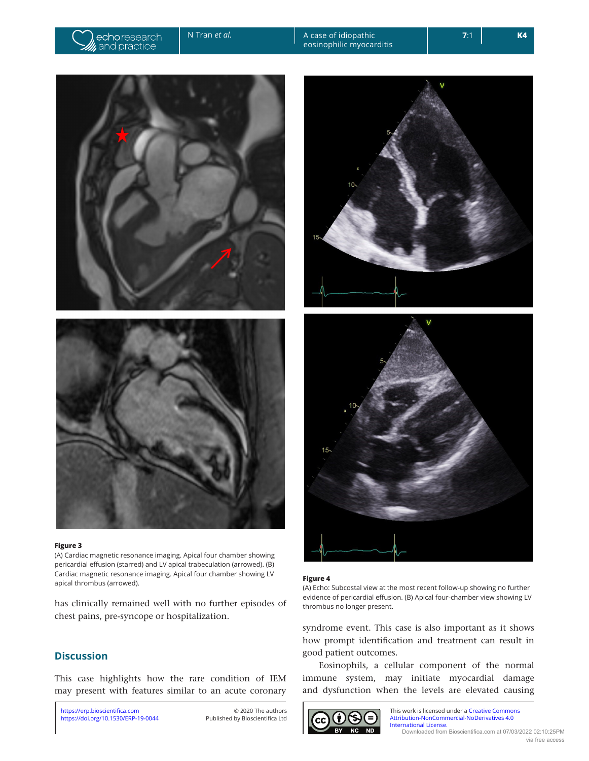**Figure 3**
(A) Cardiac magnetic resonance imaging. Apical four chamber showing pericardial effusion (starred) and LV apical trabeculation (arrowed). (B) Cardiac magnetic resonance imaging. Apical four chamber showing LV apical thrombus (arrowed).

**Figure 4**
(A) Echo: Subcostal view at the most recent follow-up showing no further evidence of pericardial effusion. (B) Apical four-chamber view showing LV thrombus no longer present.

has clinically remained well with no further episodes of chest pains, pre-syncope or hospitalization.

## Discussion

This case highlights how the rare condition of IEM may present with features similar to an acute coronary syndrome event. This case is also important as it shows how prompt identification and treatment can result in good patient outcomes.

Eosinophils, a cellular component of the normal immune system, may initiate myocardial damage and dysfunction when the levels are elevated causing

This work is licensed under a Creative Commons Attribution-NonCommercial-NoDerivatives 4.0 International License.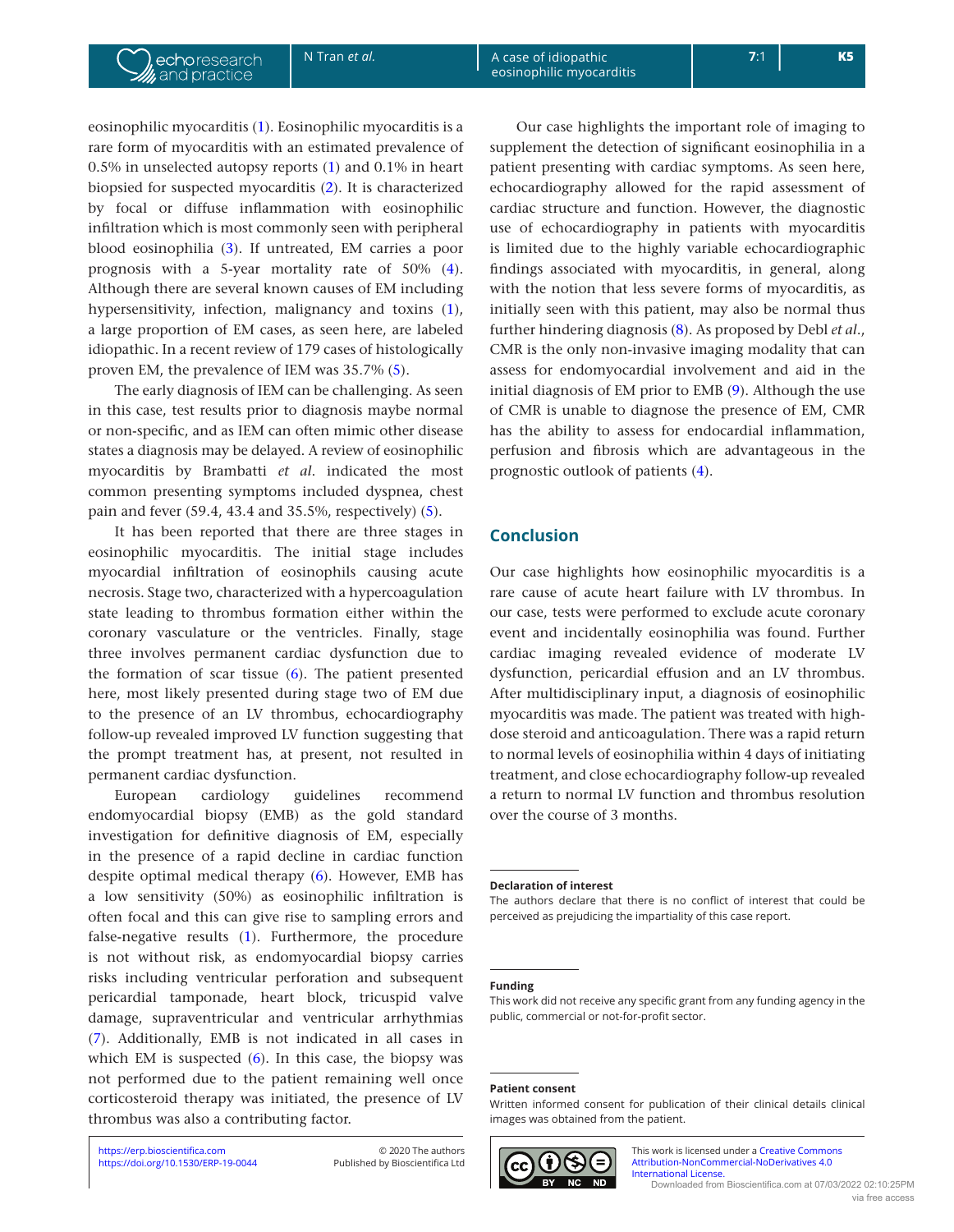eosinophilic myocarditis (1). Eosinophilic myocarditis is a rare form of myocarditis with an estimated prevalence of 0.5% in unselected autopsy reports (1) and 0.1% in heart biopsied for suspected myocarditis (2). It is characterized by focal or diffuse inflammation with eosinophilic infiltration which is most commonly seen with peripheral blood eosinophilia (3). If untreated, EM carries a poor prognosis with a 5-year mortality rate of 50% (4). Although there are several known causes of EM including hypersensitivity, infection, malignancy and toxins (1), a large proportion of EM cases, as seen here, are labeled idiopathic. In a recent review of 179 cases of histologically proven EM, the prevalence of IEM was 35.7% (5).

The early diagnosis of IEM can be challenging. As seen in this case, test results prior to diagnosis maybe normal or non-specific, and as IEM can often mimic other disease states a diagnosis may be delayed. A review of eosinophilic myocarditis by Brambatti *et al*. indicated the most common presenting symptoms included dyspnea, chest pain and fever (59.4, 43.4 and 35.5%, respectively) (5).

It has been reported that there are three stages in eosinophilic myocarditis. The initial stage includes myocardial infiltration of eosinophils causing acute necrosis. Stage two, characterized with a hypercoagulation state leading to thrombus formation either within the coronary vasculature or the ventricles. Finally, stage three involves permanent cardiac dysfunction due to the formation of scar tissue (6). The patient presented here, most likely presented during stage two of EM due to the presence of an LV thrombus, echocardiography follow-up revealed improved LV function suggesting that the prompt treatment has, at present, not resulted in permanent cardiac dysfunction.

European cardiology guidelines recommend endomyocardial biopsy (EMB) as the gold standard investigation for definitive diagnosis of EM, especially in the presence of a rapid decline in cardiac function despite optimal medical therapy (6). However, EMB has a low sensitivity (50%) as eosinophilic infiltration is often focal and this can give rise to sampling errors and false-negative results (1). Furthermore, the procedure is not without risk, as endomyocardial biopsy carries risks including ventricular perforation and subsequent pericardial tamponade, heart block, tricuspid valve damage, supraventricular and ventricular arrhythmias (7). Additionally, EMB is not indicated in all cases in which EM is suspected (6). In this case, the biopsy was not performed due to the patient remaining well once corticosteroid therapy was initiated, the presence of LV thrombus was also a contributing factor.

Our case highlights the important role of imaging to supplement the detection of significant eosinophilia in a patient presenting with cardiac symptoms. As seen here, echocardiography allowed for the rapid assessment of cardiac structure and function. However, the diagnostic use of echocardiography in patients with myocarditis is limited due to the highly variable echocardiographic findings associated with myocarditis, in general, along with the notion that less severe forms of myocarditis, as initially seen with this patient, may also be normal thus further hindering diagnosis (8). As proposed by Debl *et al*., CMR is the only non-invasive imaging modality that can assess for endomyocardial involvement and aid in the initial diagnosis of EM prior to EMB (9). Although the use of CMR is unable to diagnose the presence of EM, CMR has the ability to assess for endocardial inflammation, perfusion and fibrosis which are advantageous in the prognostic outlook of patients (4).

## Conclusion

Our case highlights how eosinophilic myocarditis is a rare cause of acute heart failure with LV thrombus. In our case, tests were performed to exclude acute coronary event and incidentally eosinophilia was found. Further cardiac imaging revealed evidence of moderate LV dysfunction, pericardial effusion and an LV thrombus. After multidisciplinary input, a diagnosis of eosinophilic myocarditis was made. The patient was treated with high-dose steroid and anticoagulation. There was a rapid return to normal levels of eosinophilia within 4 days of initiating treatment, and close echocardiography follow-up revealed a return to normal LV function and thrombus resolution over the course of 3 months.

**Declaration of interest**
The authors declare that there is no conflict of interest that could be perceived as prejudicing the impartiality of this case report.

**Funding**
This work did not receive any specific grant from any funding agency in the public, commercial or not-for-profit sector.

**Patient consent**
Written informed consent for publication of their clinical details clinical images was obtained from the patient.

https://erp.bioscientifica.com
https://doi.org/10.1530/ERP-19-0044

© 2020 The authors
Published by Bioscientifica Ltd

This work is licensed under a Creative Commons Attribution-NonCommercial-NoDerivatives 4.0 International License.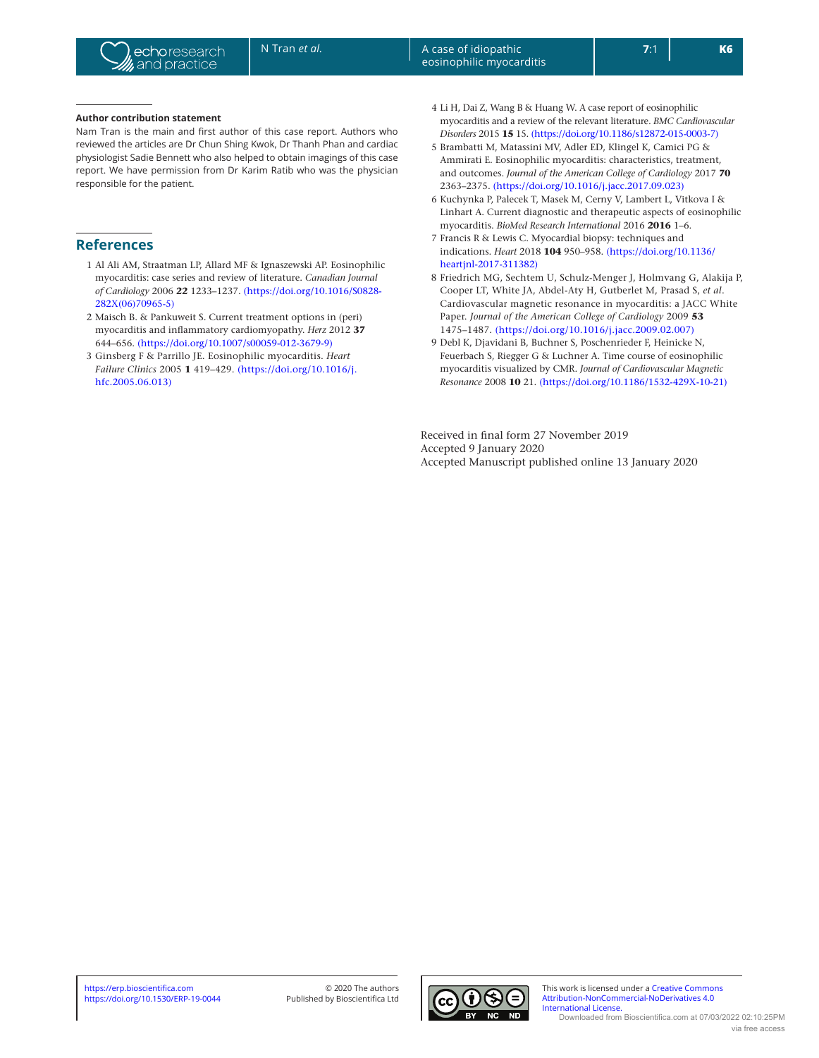### Author contribution statement

Nam Tran is the main and first author of this case report. Authors who reviewed the articles are Dr Chun Shing Kwok, Dr Thanh Phan and cardiac physiologist Sadie Bennett who also helped to obtain imagings of this case report. We have permission from Dr Karim Ratib who was the physician responsible for the patient.

## References

1 Al Ali AM, Straatman LP, Allard MF & Ignaszewski AP. Eosinophilic myocarditis: case series and review of literature. *Canadian Journal of Cardiology* 2006 **22** 1233–1237. (https://doi.org/10.1016/S0828-282X(06)70965-5)

2 Maisch B. & Pankuweit S. Current treatment options in (peri) myocarditis and inflammatory cardiomyopathy. *Herz* 2012 **37** 644–656. (https://doi.org/10.1007/s00059-012-3679-9)

3 Ginsberg F & Parrillo JE. Eosinophilic myocarditis. *Heart Failure Clinics* 2005 **1** 419–429. (https://doi.org/10.1016/j.hfc.2005.06.013)

4 Li H, Dai Z, Wang B & Huang W. A case report of eosinophilic myocarditis and a review of the relevant literature. *BMC Cardiovascular Disorders* 2015 **15** 15. (https://doi.org/10.1186/s12872-015-0003-7)

5 Brambatti M, Matassini MV, Adler ED, Klingel K, Camici PG & Ammirati E. Eosinophilic myocarditis: characteristics, treatment, and outcomes. *Journal of the American College of Cardiology* 2017 **70** 2363–2375. (https://doi.org/10.1016/j.jacc.2017.09.023)

6 Kuchynka P, Palecek T, Masek M, Cerny V, Lambert L, Vitkova I & Linhart A. Current diagnostic and therapeutic aspects of eosinophilic myocarditis. *BioMed Research International* 2016 **2016** 1–6.

7 Francis R & Lewis C. Myocardial biopsy: techniques and indications. *Heart* 2018 **104** 950–958. (https://doi.org/10.1136/heartjnl-2017-311382)

8 Friedrich MG, Sechtem U, Schulz-Menger J, Holmvang G, Alakija P, Cooper LT, White JA, Abdel-Aty H, Gutberlet M, Prasad S, *et al*. Cardiovascular magnetic resonance in myocarditis: a JACC White Paper. *Journal of the American College of Cardiology* 2009 **53** 1475–1487. (https://doi.org/10.1016/j.jacc.2009.02.007)

9 Debl K, Djavidani B, Buchner S, Poschenrieder F, Heinicke N, Feuerbach S, Riegger G & Luchner A. Time course of eosinophilic myocarditis visualized by CMR. *Journal of Cardiovascular Magnetic Resonance* 2008 **10** 21. (https://doi.org/10.1186/1532-429X-10-21)

Received in final form 27 November 2019
Accepted 9 January 2020
Accepted Manuscript published online 13 January 2020